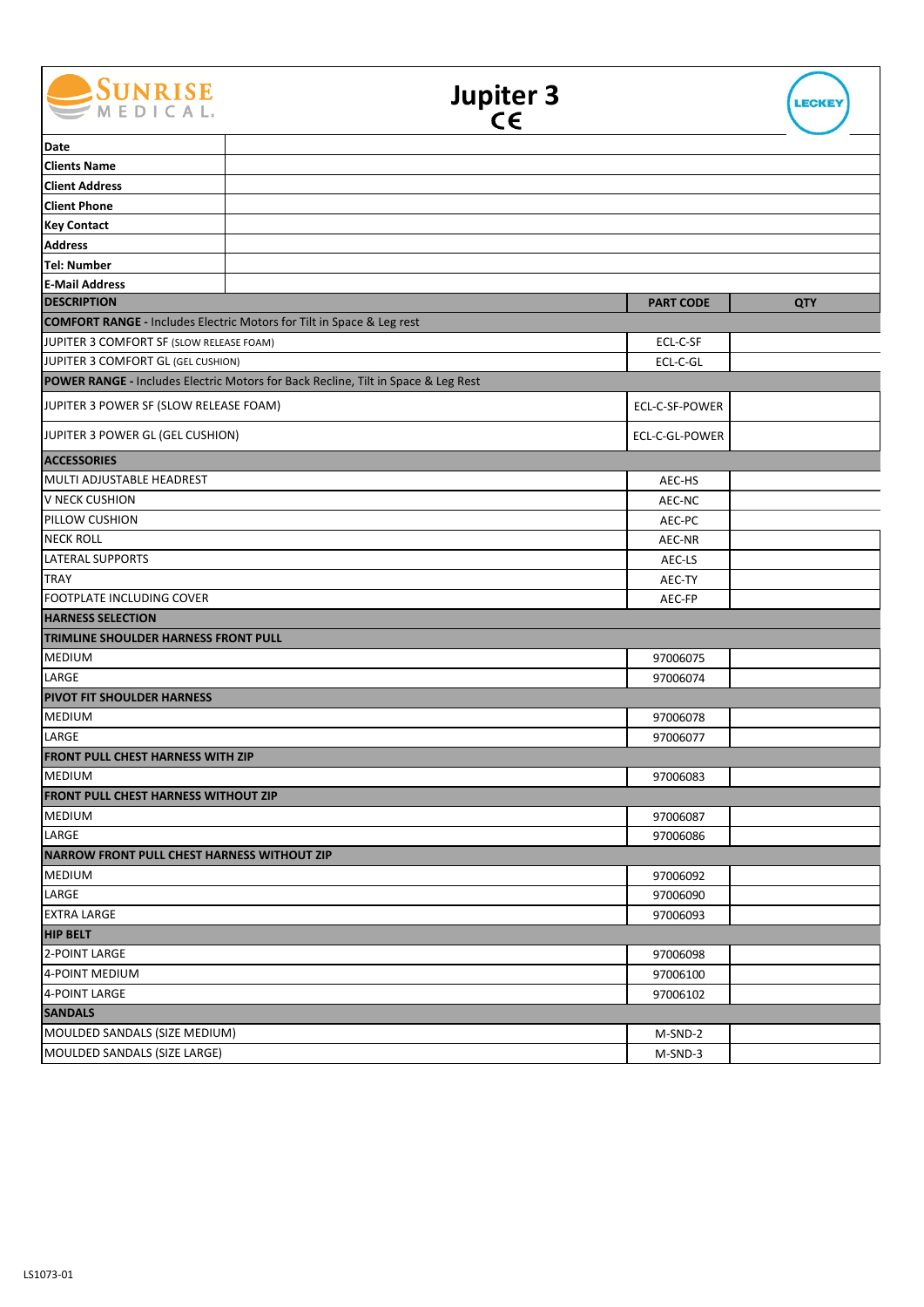# Jupiter 3

CE

| Date | |
|---|---|
| Clients Name | |
| Client Address | |
| Client Phone | |
| Key Contact | |
| Address | |
| Tel: Number | |
| E-Mail Address | |

| DESCRIPTION | PART CODE | QTY |
|---|---|---|
| **COMFORT RANGE -** Includes Electric Motors for Tilt in Space & Leg rest | | |
| JUPITER 3 COMFORT SF (SLOW RELEASE FOAM) | ECL-C-SF | |
| JUPITER 3 COMFORT GL (GEL CUSHION) | ECL-C-GL | |
| **POWER RANGE -** Includes Electric Motors for Back Recline, Tilt in Space & Leg Rest | | |
| JUPITER 3 POWER SF (SLOW RELEASE FOAM) | ECL-C-SF-POWER | |
| JUPITER 3 POWER GL (GEL CUSHION) | ECL-C-GL-POWER | |
| **ACCESSORIES** | | |
| MULTI ADJUSTABLE HEADREST | AEC-HS | |
| V NECK CUSHION | AEC-NC | |
| PILLOW CUSHION | AEC-PC | |
| NECK ROLL | AEC-NR | |
| LATERAL SUPPORTS | AEC-LS | |
| TRAY | AEC-TY | |
| FOOTPLATE INCLUDING COVER | AEC-FP | |
| **HARNESS SELECTION** | | |
| **TRIMLINE SHOULDER HARNESS FRONT PULL** | | |
| MEDIUM | 97006075 | |
| LARGE | 97006074 | |
| **PIVOT FIT SHOULDER HARNESS** | | |
| MEDIUM | 97006078 | |
| LARGE | 97006077 | |
| **FRONT PULL CHEST HARNESS WITH ZIP** | | |
| MEDIUM | 97006083 | |
| **FRONT PULL CHEST HARNESS WITHOUT ZIP** | | |
| MEDIUM | 97006087 | |
| LARGE | 97006086 | |
| **NARROW FRONT PULL CHEST HARNESS WITHOUT ZIP** | | |
| MEDIUM | 97006092 | |
| LARGE | 97006090 | |
| EXTRA LARGE | 97006093 | |
| **HIP BELT** | | |
| 2-POINT LARGE | 97006098 | |
| 4-POINT MEDIUM | 97006100 | |
| 4-POINT LARGE | 97006102 | |
| **SANDALS** | | |
| MOULDED SANDALS (SIZE MEDIUM) | M-SND-2 | |
| MOULDED SANDALS (SIZE LARGE) | M-SND-3 | |

LS1073-01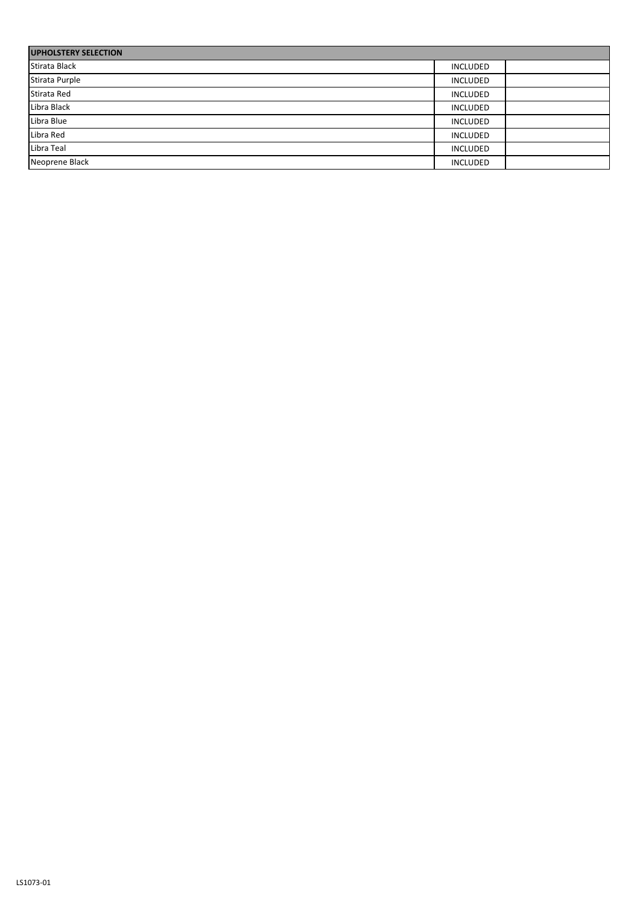| UPHOLSTERY SELECTION | | |
|---|---|---|
| Stirata Black | INCLUDED | |
| Stirata Purple | INCLUDED | |
| Stirata Red | INCLUDED | |
| Libra Black | INCLUDED | |
| Libra Blue | INCLUDED | |
| Libra Red | INCLUDED | |
| Libra Teal | INCLUDED | |
| Neoprene Black | INCLUDED | |

LS1073-01